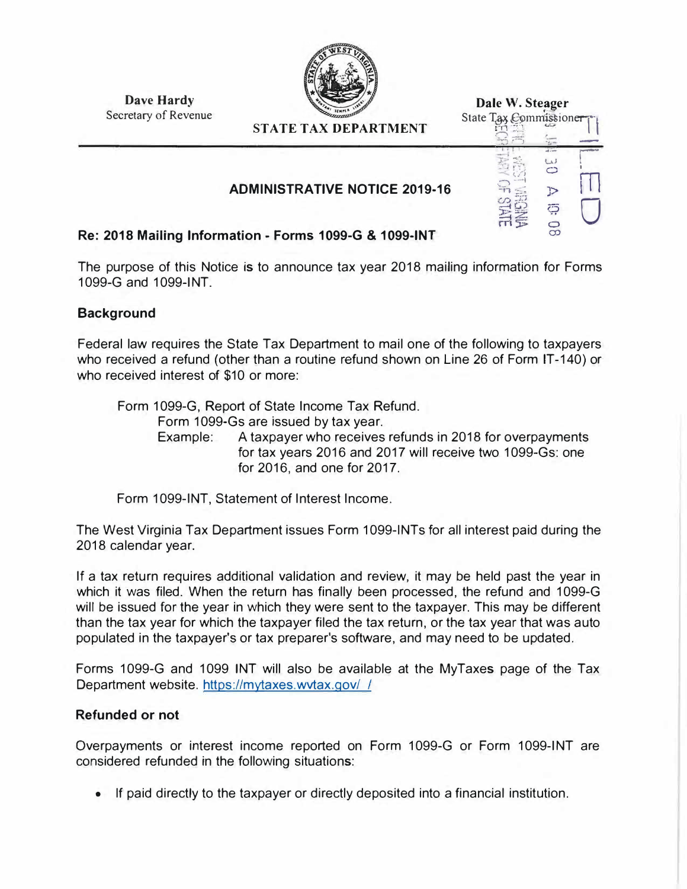**Dave Hardy**
Secretary of Revenue

**STATE TAX DEPARTMENT**

**Dale W. Steager**
State Tax Commissioner

FILED

## ADMINISTRATIVE NOTICE 2019-16

### Re: 2018 Mailing Information - Forms 1099-G & 1099-INT

The purpose of this Notice is to announce tax year 2018 mailing information for Forms 1099-G and 1099-INT.

### Background

Federal law requires the State Tax Department to mail one of the following to taxpayers who received a refund (other than a routine refund shown on Line 26 of Form IT-140) or who received interest of $10 or more:

Form 1099-G, Report of State Income Tax Refund.
Form 1099-Gs are issued by tax year.
Example: A taxpayer who receives refunds in 2018 for overpayments for tax years 2016 and 2017 will receive two 1099-Gs: one for 2016, and one for 2017.

Form 1099-INT, Statement of Interest Income.

The West Virginia Tax Department issues Form 1099-INTs for all interest paid during the 2018 calendar year.

If a tax return requires additional validation and review, it may be held past the year in which it was filed. When the return has finally been processed, the refund and 1099-G will be issued for the year in which they were sent to the taxpayer. This may be different than the tax year for which the taxpayer filed the tax return, or the tax year that was auto populated in the taxpayer's or tax preparer's software, and may need to be updated.

Forms 1099-G and 1099 INT will also be available at the MyTaxes page of the Tax Department website. https://mytaxes.wvtax.gov/ /

### Refunded or not

Overpayments or interest income reported on Form 1099-G or Form 1099-INT are considered refunded in the following situations:

- If paid directly to the taxpayer or directly deposited into a financial institution.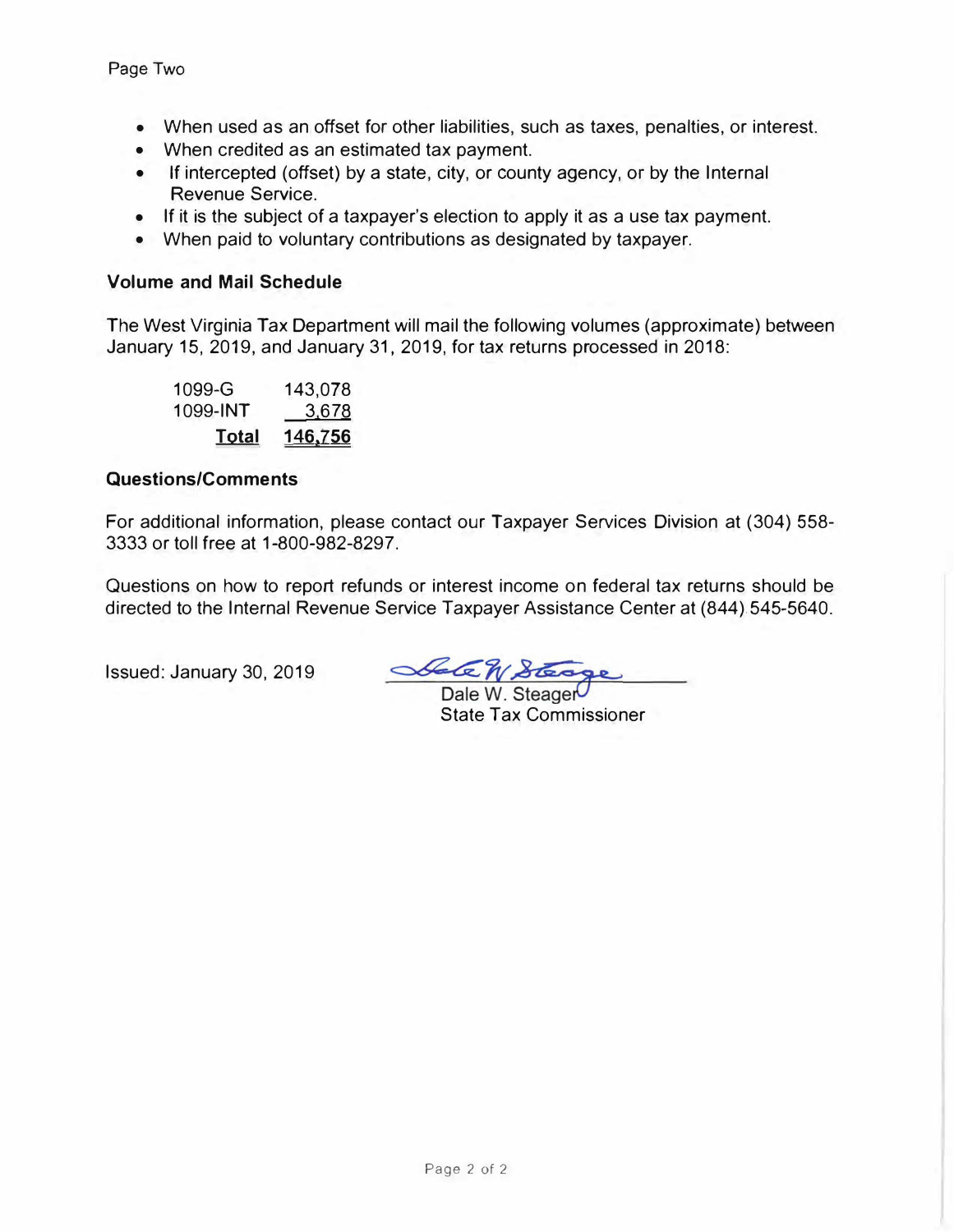- When used as an offset for other liabilities, such as taxes, penalties, or interest.
- When credited as an estimated tax payment.
- If intercepted (offset) by a state, city, or county agency, or by the Internal Revenue Service.
- If it is the subject of a taxpayer's election to apply it as a use tax payment.
- When paid to voluntary contributions as designated by taxpayer.

**Volume and Mail Schedule**

The West Virginia Tax Department will mail the following volumes (approximate) between January 15, 2019, and January 31, 2019, for tax returns processed in 2018:

| | |
|---|---|
| 1099-G | 143,078 |
| 1099-INT | 3,678 |
| **Total** | **146,756** |

**Questions/Comments**

For additional information, please contact our Taxpayer Services Division at (304) 558-3333 or toll free at 1-800-982-8297.

Questions on how to report refunds or interest income on federal tax returns should be directed to the Internal Revenue Service Taxpayer Assistance Center at (844) 545-5640.

Issued: January 30, 2019

Dale W. Steager
State Tax Commissioner